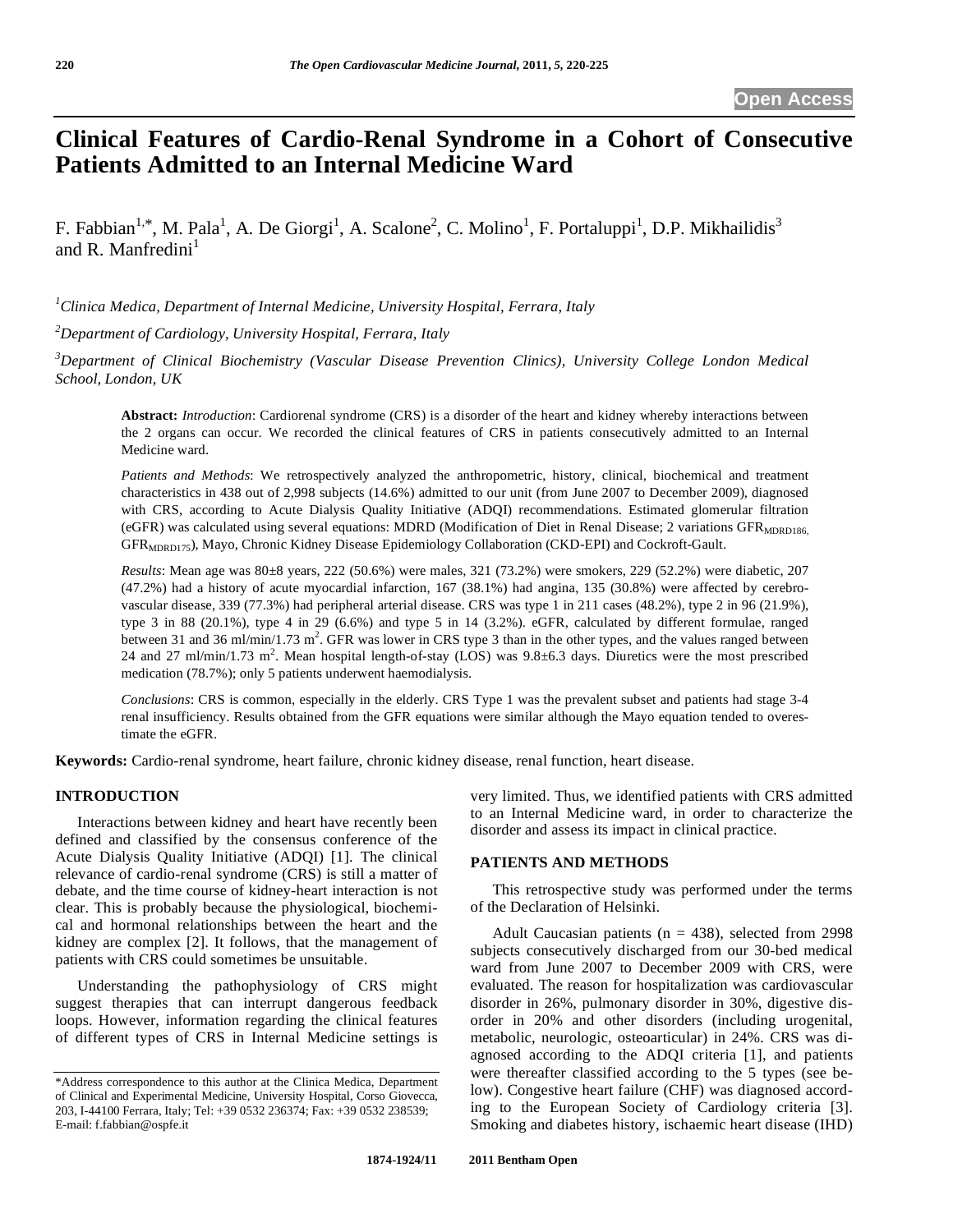# Clinical Features of Cardio-Renal Syndrome in a Cohort of Consecutive Patients Admitted to an Internal Medicine Ward

F. Fabbian[1,*], M. Pala[1], A. De Giorgi[1], A. Scalone[2], C. Molino[1], F. Portaluppi[1], D.P. Mikhailidis[3] and R. Manfredini[1]

[1]*Clinica Medica, Department of Internal Medicine, University Hospital, Ferrara, Italy*

[2]*Department of Cardiology, University Hospital, Ferrara, Italy*

[3]*Department of Clinical Biochemistry (Vascular Disease Prevention Clinics), University College London Medical School, London, UK*

**Abstract:** *Introduction*: Cardiorenal syndrome (CRS) is a disorder of the heart and kidney whereby interactions between the 2 organs can occur. We recorded the clinical features of CRS in patients consecutively admitted to an Internal Medicine ward.

*Patients and Methods*: We retrospectively analyzed the anthropometric, history, clinical, biochemical and treatment characteristics in 438 out of 2,998 subjects (14.6%) admitted to our unit (from June 2007 to December 2009), diagnosed with CRS, according to Acute Dialysis Quality Initiative (ADQI) recommendations. Estimated glomerular filtration (eGFR) was calculated using several equations: MDRD (Modification of Diet in Renal Disease; 2 variations $GFR_{MDRD186}$, $GFR_{MDRD175}$), Mayo, Chronic Kidney Disease Epidemiology Collaboration (CKD-EPI) and Cockroft-Gault.

*Results*: Mean age was 80±8 years, 222 (50.6%) were males, 321 (73.2%) were smokers, 229 (52.2%) were diabetic, 207 (47.2%) had a history of acute myocardial infarction, 167 (38.1%) had angina, 135 (30.8%) were affected by cerebrovascular disease, 339 (77.3%) had peripheral arterial disease. CRS was type 1 in 211 cases (48.2%), type 2 in 96 (21.9%), type 3 in 88 (20.1%), type 4 in 29 (6.6%) and type 5 in 14 (3.2%). eGFR, calculated by different formulae, ranged between 31 and 36 ml/min/1.73 $m^2$. GFR was lower in CRS type 3 than in the other types, and the values ranged between 24 and 27 ml/min/1.73 $m^2$. Mean hospital length-of-stay (LOS) was 9.8±6.3 days. Diuretics were the most prescribed medication (78.7%); only 5 patients underwent haemodialysis.

*Conclusions*: CRS is common, especially in the elderly. CRS Type 1 was the prevalent subset and patients had stage 3-4 renal insufficiency. Results obtained from the GFR equations were similar although the Mayo equation tended to overestimate the eGFR.

**Keywords:** Cardio-renal syndrome, heart failure, chronic kidney disease, renal function, heart disease.

## INTRODUCTION

Interactions between kidney and heart have recently been defined and classified by the consensus conference of the Acute Dialysis Quality Initiative (ADQI) [1]. The clinical relevance of cardio-renal syndrome (CRS) is still a matter of debate, and the time course of kidney-heart interaction is not clear. This is probably because the physiological, biochemical and hormonal relationships between the heart and the kidney are complex [2]. It follows, that the management of patients with CRS could sometimes be unsuitable.

Understanding the pathophysiology of CRS might suggest therapies that can interrupt dangerous feedback loops. However, information regarding the clinical features of different types of CRS in Internal Medicine settings is very limited. Thus, we identified patients with CRS admitted to an Internal Medicine ward, in order to characterize the disorder and assess its impact in clinical practice.

## PATIENTS AND METHODS

This retrospective study was performed under the terms of the Declaration of Helsinki.

Adult Caucasian patients (n = 438), selected from 2998 subjects consecutively discharged from our 30-bed medical ward from June 2007 to December 2009 with CRS, were evaluated. The reason for hospitalization was cardiovascular disorder in 26%, pulmonary disorder in 30%, digestive disorder in 20% and other disorders (including urogenital, metabolic, neurologic, osteoarticular) in 24%. CRS was diagnosed according to the ADQI criteria [1], and patients were thereafter classified according to the 5 types (see below). Congestive heart failure (CHF) was diagnosed according to the European Society of Cardiology criteria [3]. Smoking and diabetes history, ischaemic heart disease (IHD)

*Address correspondence to this author at the Clinica Medica, Department of Clinical and Experimental Medicine, University Hospital, Corso Giovecca, 203, I-44100 Ferrara, Italy; Tel: +39 0532 236374; Fax: +39 0532 238539; E-mail: f.fabbian@ospfe.it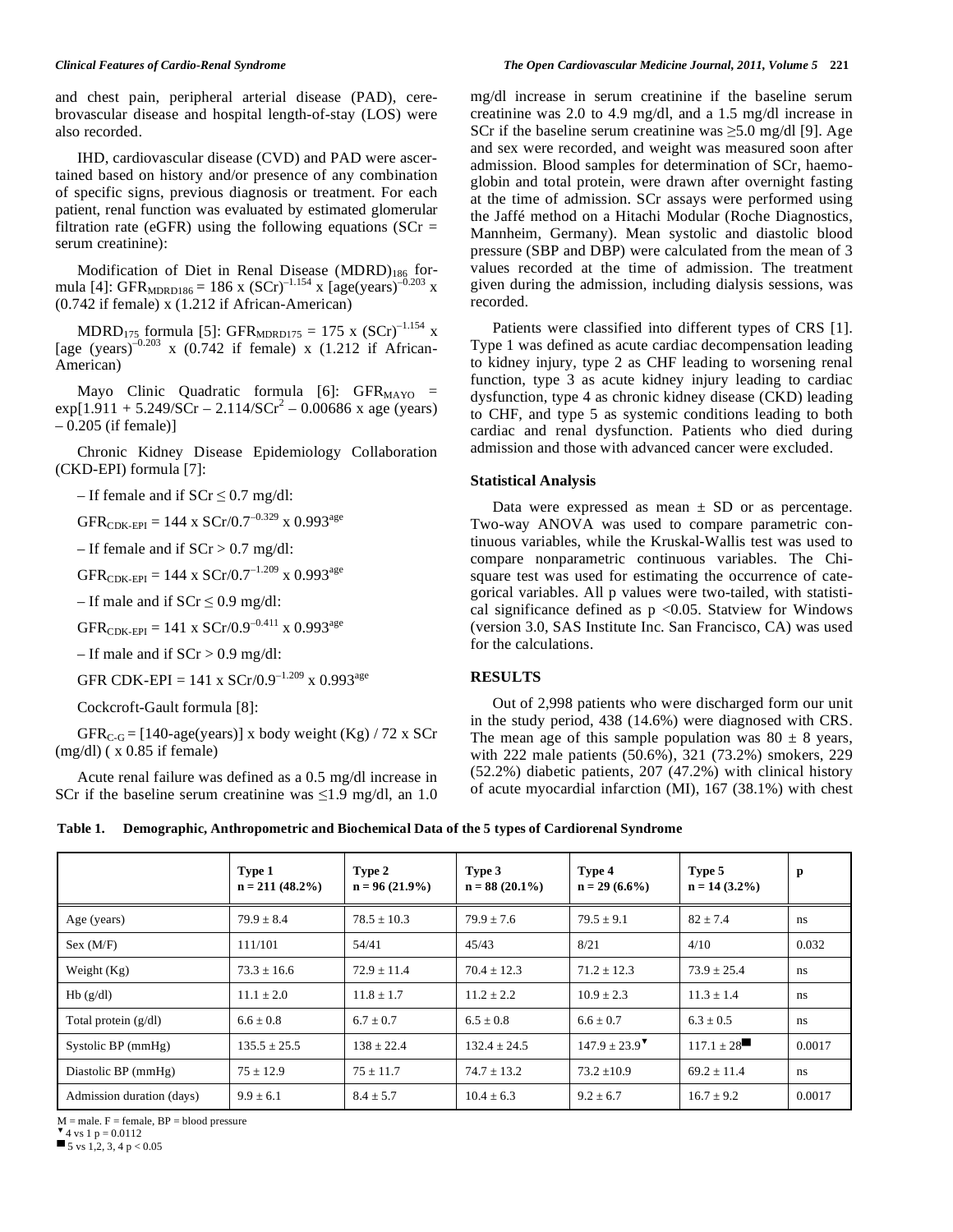and chest pain, peripheral arterial disease (PAD), cerebrovascular disease and hospital length-of-stay (LOS) were also recorded.

IHD, cardiovascular disease (CVD) and PAD were ascertained based on history and/or presence of any combination of specific signs, previous diagnosis or treatment. For each patient, renal function was evaluated by estimated glomerular filtration rate (eGFR) using the following equations (SCr = serum creatinine):

Modification of Diet in Renal Disease $(MDRD)_{186}$ formula [4]: $GFR_{MDRD186} = 186 \times (SCr)^{-1.154} \times [age(years)]^{-0.203} \times (0.742 \text{ if female}) \times (1.212 \text{ if African-American})$

$MDRD_{175}$ formula [5]: $GFR_{MDRD175} = 175 \times (SCr)^{-1.154} \times [age\ (years)]^{-0.203} \times (0.742 \text{ if female}) \times (1.212 \text{ if African-American})$

Mayo Clinic Quadratic formula [6]: $GFR_{MAYO} = \exp[1.911 + 5.249/SCr - 2.114/SCr^2 - 0.00686 \times age\ (years) - 0.205\ (\text{if female})]$

Chronic Kidney Disease Epidemiology Collaboration (CKD-EPI) formula [7]:

– If female and if $SCr \leq 0.7$ mg/dl:

$GFR_{CDK-EPI} = 144 \times SCr/0.7^{-0.329} \times 0.993^{age}$

– If female and if $SCr > 0.7$ mg/dl:

$GFR_{CDK-EPI} = 144 \times SCr/0.7^{-1.209} \times 0.993^{age}$

– If male and if $SCr \leq 0.9$ mg/dl:

$GFR_{CDK-EPI} = 141 \times SCr/0.9^{-0.411} \times 0.993^{age}$

– If male and if $SCr > 0.9$ mg/dl:

$GFR\ CDK\text{-}EPI = 141 \times SCr/0.9^{-1.209} \times 0.993^{age}$

Cockcroft-Gault formula [8]:

$GFR_{C\text{-}G} = [140\text{-}age(years)] \times \text{body weight (Kg)} / 72 \times SCr$ (mg/dl) ( x 0.85 if female)

Acute renal failure was defined as a 0.5 mg/dl increase in SCr if the baseline serum creatinine was ≤1.9 mg/dl, an 1.0 mg/dl increase in serum creatinine if the baseline serum creatinine was 2.0 to 4.9 mg/dl, and a 1.5 mg/dl increase in SCr if the baseline serum creatinine was ≥5.0 mg/dl [9]. Age and sex were recorded, and weight was measured soon after admission. Blood samples for determination of SCr, haemoglobin and total protein, were drawn after overnight fasting at the time of admission. SCr assays were performed using the Jaffé method on a Hitachi Modular (Roche Diagnostics, Mannheim, Germany). Mean systolic and diastolic blood pressure (SBP and DBP) were calculated from the mean of 3 values recorded at the time of admission. The treatment given during the admission, including dialysis sessions, was recorded.

Patients were classified into different types of CRS [1]. Type 1 was defined as acute cardiac decompensation leading to kidney injury, type 2 as CHF leading to worsening renal function, type 3 as acute kidney injury leading to cardiac dysfunction, type 4 as chronic kidney disease (CKD) leading to CHF, and type 5 as systemic conditions leading to both cardiac and renal dysfunction. Patients who died during admission and those with advanced cancer were excluded.

### Statistical Analysis

Data were expressed as mean ± SD or as percentage. Two-way ANOVA was used to compare parametric continuous variables, while the Kruskal-Wallis test was used to compare nonparametric continuous variables. The Chi-square test was used for estimating the occurrence of categorical variables. All p values were two-tailed, with statistical significance defined as $p < 0.05$. Statview for Windows (version 3.0, SAS Institute Inc. San Francisco, CA) was used for the calculations.

## RESULTS

Out of 2,998 patients who were discharged form our unit in the study period, 438 (14.6%) were diagnosed with CRS. The mean age of this sample population was 80 ± 8 years, with 222 male patients (50.6%), 321 (73.2%) smokers, 229 (52.2%) diabetic patients, 207 (47.2%) with clinical history of acute myocardial infarction (MI), 167 (38.1%) with chest

**Table 1. Demographic, Anthropometric and Biochemical Data of the 5 types of Cardiorenal Syndrome**

| | Type 1 n = 211 (48.2%) | Type 2 n = 96 (21.9%) | Type 3 n = 88 (20.1%) | Type 4 n = 29 (6.6%) | Type 5 n = 14 (3.2%) | p |
|---|---|---|---|---|---|---|
| Age (years) | 79.9 ± 8.4 | 78.5 ± 10.3 | 79.9 ± 7.6 | 79.5 ± 9.1 | 82 ± 7.4 | ns |
| Sex (M/F) | 111/101 | 54/41 | 45/43 | 8/21 | 4/10 | 0.032 |
| Weight (Kg) | 73.3 ± 16.6 | 72.9 ± 11.4 | 70.4 ± 12.3 | 71.2 ± 12.3 | 73.9 ± 25.4 | ns |
| Hb (g/dl) | 11.1 ± 2.0 | 11.8 ± 1.7 | 11.2 ± 2.2 | 10.9 ± 2.3 | 11.3 ± 1.4 | ns |
| Total protein (g/dl) | 6.6 ± 0.8 | 6.7 ± 0.7 | 6.5 ± 0.8 | 6.6 ± 0.7 | 6.3 ± 0.5 | ns |
| Systolic BP (mmHg) | 135.5 ± 25.5 | 138 ± 22.4 | 132.4 ± 24.5 | 147.9 ± 23.9▼ | 117.1 ± 28■ | 0.0017 |
| Diastolic BP (mmHg) | 75 ± 12.9 | 75 ± 11.7 | 74.7 ± 13.2 | 73.2 ±10.9 | 69.2 ± 11.4 | ns |
| Admission duration (days) | 9.9 ± 6.1 | 8.4 ± 5.7 | 10.4 ± 6.3 | 9.2 ± 6.7 | 16.7 ± 9.2 | 0.0017 |

M = male. F = female, BP = blood pressure
▼ 4 vs 1 p = 0.0112
■ 5 vs 1,2, 3, 4 p < 0.05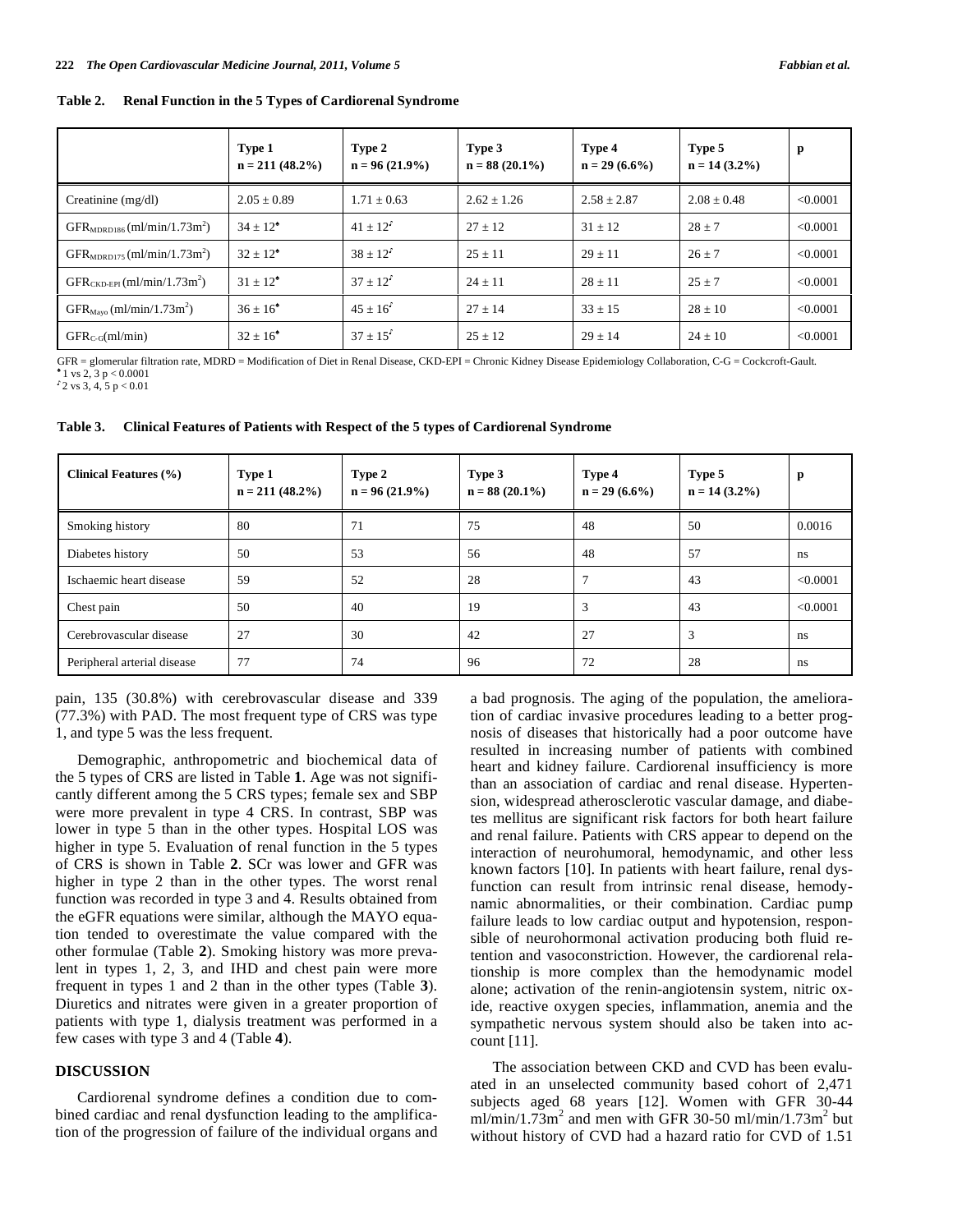**Table 2. Renal Function in the 5 Types of Cardiorenal Syndrome**

| | Type 1 n = 211 (48.2%) | Type 2 n = 96 (21.9%) | Type 3 n = 88 (20.1%) | Type 4 n = 29 (6.6%) | Type 5 n = 14 (3.2%) | p |
|---|---|---|---|---|---|---|
| Creatinine (mg/dl) | 2.05 ± 0.89 | 1.71 ± 0.63 | 2.62 ± 1.26 | 2.58 ± 2.87 | 2.08 ± 0.48 | <0.0001 |
| $GFR_{MDRD186}$ (ml/min/1.73m$^2$) | 34 ± 12[*] | 41 ± 12[‡] | 27 ± 12 | 31 ± 12 | 28 ± 7 | <0.0001 |
| $GFR_{MDRD175}$ (ml/min/1.73m$^2$) | 32 ± 12[*] | 38 ± 12[‡] | 25 ± 11 | 29 ± 11 | 26 ± 7 | <0.0001 |
| $GFR_{CKD-EPI}$ (ml/min/1.73m$^2$) | 31 ± 12[*] | 37 ± 12[‡] | 24 ± 11 | 28 ± 11 | 25 ± 7 | <0.0001 |
| $GFR_{Mayo}$ (ml/min/1.73m$^2$) | 36 ± 16[*] | 45 ± 16[‡] | 27 ± 14 | 33 ± 15 | 28 ± 10 | <0.0001 |
| $GFR_{C-G}$(ml/min) | 32 ± 16[*] | 37 ± 15[‡] | 25 ± 12 | 29 ± 14 | 24 ± 10 | <0.0001 |

GFR = glomerular filtration rate, MDRD = Modification of Diet in Renal Disease, CKD-EPI = Chronic Kidney Disease Epidemiology Collaboration, C-G = Cockcroft-Gault.
[*] 1 vs 2, 3 p < 0.0001
[‡] 2 vs 3, 4, 5 p < 0.01

**Table 3. Clinical Features of Patients with Respect of the 5 types of Cardiorenal Syndrome**

| Clinical Features (%) | Type 1 n = 211 (48.2%) | Type 2 n = 96 (21.9%) | Type 3 n = 88 (20.1%) | Type 4 n = 29 (6.6%) | Type 5 n = 14 (3.2%) | p |
|---|---|---|---|---|---|---|
| Smoking history | 80 | 71 | 75 | 48 | 50 | 0.0016 |
| Diabetes history | 50 | 53 | 56 | 48 | 57 | ns |
| Ischaemic heart disease | 59 | 52 | 28 | 7 | 43 | <0.0001 |
| Chest pain | 50 | 40 | 19 | 3 | 43 | <0.0001 |
| Cerebrovascular disease | 27 | 30 | 42 | 27 | 3 | ns |
| Peripheral arterial disease | 77 | 74 | 96 | 72 | 28 | ns |

pain, 135 (30.8%) with cerebrovascular disease and 339 (77.3%) with PAD. The most frequent type of CRS was type 1, and type 5 was the less frequent.

Demographic, anthropometric and biochemical data of the 5 types of CRS are listed in Table **1**. Age was not significantly different among the 5 CRS types; female sex and SBP were more prevalent in type 4 CRS. In contrast, SBP was lower in type 5 than in the other types. Hospital LOS was higher in type 5. Evaluation of renal function in the 5 types of CRS is shown in Table **2**. SCr was lower and GFR was higher in type 2 than in the other types. The worst renal function was recorded in type 3 and 4. Results obtained from the eGFR equations were similar, although the MAYO equation tended to overestimate the value compared with the other formulae (Table **2**). Smoking history was more prevalent in types 1, 2, 3, and IHD and chest pain were more frequent in types 1 and 2 than in the other types (Table **3**). Diuretics and nitrates were given in a greater proportion of patients with type 1, dialysis treatment was performed in a few cases with type 3 and 4 (Table **4**).

## DISCUSSION

Cardiorenal syndrome defines a condition due to combined cardiac and renal dysfunction leading to the amplification of the progression of failure of the individual organs and a bad prognosis. The aging of the population, the amelioration of cardiac invasive procedures leading to a better prognosis of diseases that historically had a poor outcome have resulted in increasing number of patients with combined heart and kidney failure. Cardiorenal insufficiency is more than an association of cardiac and renal disease. Hypertension, widespread atherosclerotic vascular damage, and diabetes mellitus are significant risk factors for both heart failure and renal failure. Patients with CRS appear to depend on the interaction of neurohumoral, hemodynamic, and other less known factors [10]. In patients with heart failure, renal dysfunction can result from intrinsic renal disease, hemodynamic abnormalities, or their combination. Cardiac pump failure leads to low cardiac output and hypotension, responsible of neurohormonal activation producing both fluid retention and vasoconstriction. However, the cardiorenal relationship is more complex than the hemodynamic model alone; activation of the renin-angiotensin system, nitric oxide, reactive oxygen species, inflammation, anemia and the sympathetic nervous system should also be taken into account [11].

The association between CKD and CVD has been evaluated in an unselected community based cohort of 2,471 subjects aged 68 years [12]. Women with GFR 30-44 ml/min/1.73m$^2$ and men with GFR 30-50 ml/min/1.73m$^2$ but without history of CVD had a hazard ratio for CVD of 1.51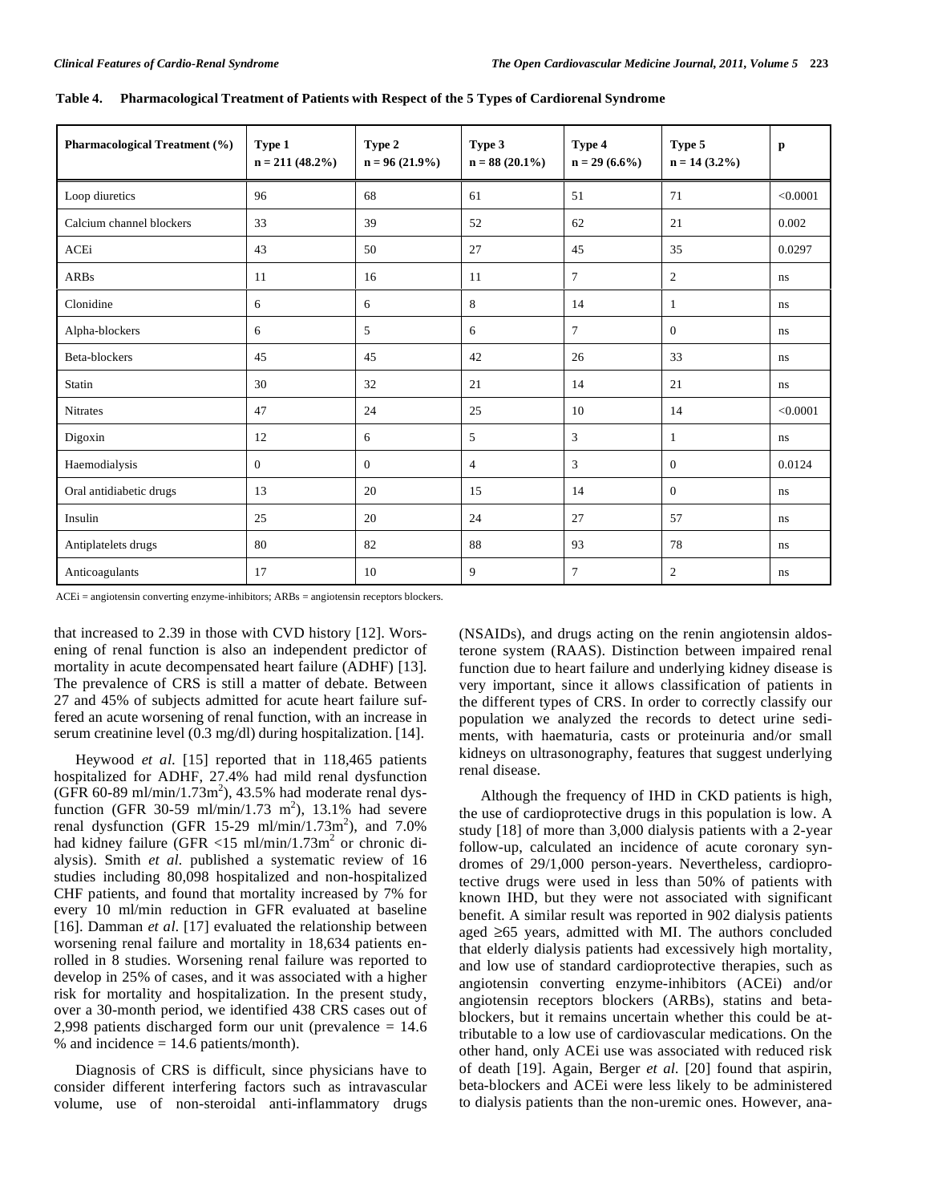**Table 4. Pharmacological Treatment of Patients with Respect of the 5 Types of Cardiorenal Syndrome**

| Pharmacological Treatment (%) | Type 1 n = 211 (48.2%) | Type 2 n = 96 (21.9%) | Type 3 n = 88 (20.1%) | Type 4 n = 29 (6.6%) | Type 5 n = 14 (3.2%) | p |
|---|---|---|---|---|---|---|
| Loop diuretics | 96 | 68 | 61 | 51 | 71 | <0.0001 |
| Calcium channel blockers | 33 | 39 | 52 | 62 | 21 | 0.002 |
| ACEi | 43 | 50 | 27 | 45 | 35 | 0.0297 |
| ARBs | 11 | 16 | 11 | 7 | 2 | ns |
| Clonidine | 6 | 6 | 8 | 14 | 1 | ns |
| Alpha-blockers | 6 | 5 | 6 | 7 | 0 | ns |
| Beta-blockers | 45 | 45 | 42 | 26 | 33 | ns |
| Statin | 30 | 32 | 21 | 14 | 21 | ns |
| Nitrates | 47 | 24 | 25 | 10 | 14 | <0.0001 |
| Digoxin | 12 | 6 | 5 | 3 | 1 | ns |
| Haemodialysis | 0 | 0 | 4 | 3 | 0 | 0.0124 |
| Oral antidiabetic drugs | 13 | 20 | 15 | 14 | 0 | ns |
| Insulin | 25 | 20 | 24 | 27 | 57 | ns |
| Antiplatelets drugs | 80 | 82 | 88 | 93 | 78 | ns |
| Anticoagulants | 17 | 10 | 9 | 7 | 2 | ns |

ACEi = angiotensin converting enzyme-inhibitors; ARBs = angiotensin receptors blockers.

that increased to 2.39 in those with CVD history [12]. Worsening of renal function is also an independent predictor of mortality in acute decompensated heart failure (ADHF) [13]. The prevalence of CRS is still a matter of debate. Between 27 and 45% of subjects admitted for acute heart failure suffered an acute worsening of renal function, with an increase in serum creatinine level (0.3 mg/dl) during hospitalization. [14].

Heywood *et al.* [15] reported that in 118,465 patients hospitalized for ADHF, 27.4% had mild renal dysfunction (GFR 60-89 ml/min/1.73m$^2$), 43.5% had moderate renal dysfunction (GFR 30-59 ml/min/1.73 m$^2$), 13.1% had severe renal dysfunction (GFR 15-29 ml/min/1.73m$^2$), and 7.0% had kidney failure (GFR <15 ml/min/1.73m$^2$ or chronic dialysis). Smith *et al.* published a systematic review of 16 studies including 80,098 hospitalized and non-hospitalized CHF patients, and found that mortality increased by 7% for every 10 ml/min reduction in GFR evaluated at baseline [16]. Damman *et al.* [17] evaluated the relationship between worsening renal failure and mortality in 18,634 patients enrolled in 8 studies. Worsening renal failure was reported to develop in 25% of cases, and it was associated with a higher risk for mortality and hospitalization. In the present study, over a 30-month period, we identified 438 CRS cases out of 2,998 patients discharged form our unit (prevalence = 14.6 % and incidence = 14.6 patients/month).

Diagnosis of CRS is difficult, since physicians have to consider different interfering factors such as intravascular volume, use of non-steroidal anti-inflammatory drugs (NSAIDs), and drugs acting on the renin angiotensin aldosterone system (RAAS). Distinction between impaired renal function due to heart failure and underlying kidney disease is very important, since it allows classification of patients in the different types of CRS. In order to correctly classify our population we analyzed the records to detect urine sediments, with haematuria, casts or proteinuria and/or small kidneys on ultrasonography, features that suggest underlying renal disease.

Although the frequency of IHD in CKD patients is high, the use of cardioprotective drugs in this population is low. A study [18] of more than 3,000 dialysis patients with a 2-year follow-up, calculated an incidence of acute coronary syndromes of 29/1,000 person-years. Nevertheless, cardioprotective drugs were used in less than 50% of patients with known IHD, but they were not associated with significant benefit. A similar result was reported in 902 dialysis patients aged ≥65 years, admitted with MI. The authors concluded that elderly dialysis patients had excessively high mortality, and low use of standard cardioprotective therapies, such as angiotensin converting enzyme-inhibitors (ACEi) and/or angiotensin receptors blockers (ARBs), statins and beta-blockers, but it remains uncertain whether this could be attributable to a low use of cardiovascular medications. On the other hand, only ACEi use was associated with reduced risk of death [19]. Again, Berger *et al.* [20] found that aspirin, beta-blockers and ACEi were less likely to be administered to dialysis patients than the non-uremic ones. However, ana-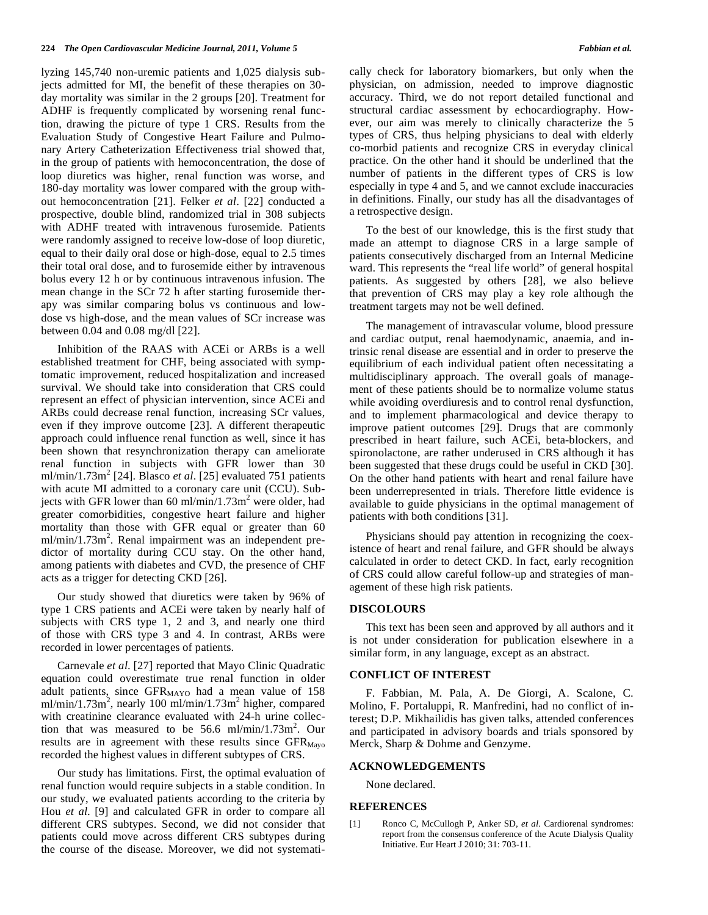lyzing 145,740 non-uremic patients and 1,025 dialysis subjects admitted for MI, the benefit of these therapies on 30-day mortality was similar in the 2 groups [20]. Treatment for ADHF is frequently complicated by worsening renal function, drawing the picture of type 1 CRS. Results from the Evaluation Study of Congestive Heart Failure and Pulmonary Artery Catheterization Effectiveness trial showed that, in the group of patients with hemoconcentration, the dose of loop diuretics was higher, renal function was worse, and 180-day mortality was lower compared with the group without hemoconcentration [21]. Felker *et al*. [22] conducted a prospective, double blind, randomized trial in 308 subjects with ADHF treated with intravenous furosemide. Patients were randomly assigned to receive low-dose of loop diuretic, equal to their daily oral dose or high-dose, equal to 2.5 times their total oral dose, and to furosemide either by intravenous bolus every 12 h or by continuous intravenous infusion. The mean change in the SCr 72 h after starting furosemide therapy was similar comparing bolus vs continuous and low-dose vs high-dose, and the mean values of SCr increase was between 0.04 and 0.08 mg/dl [22].

Inhibition of the RAAS with ACEi or ARBs is a well established treatment for CHF, being associated with symptomatic improvement, reduced hospitalization and increased survival. We should take into consideration that CRS could represent an effect of physician intervention, since ACEi and ARBs could decrease renal function, increasing SCr values, even if they improve outcome [23]. A different therapeutic approach could influence renal function as well, since it has been shown that resynchronization therapy can ameliorate renal function in subjects with GFR lower than 30 ml/min/1.73m$^2$ [24]. Blasco *et al*. [25] evaluated 751 patients with acute MI admitted to a coronary care unit (CCU). Subjects with GFR lower than 60 ml/min/1.73m$^2$ were older, had greater comorbidities, congestive heart failure and higher mortality than those with GFR equal or greater than 60 ml/min/1.73m$^2$. Renal impairment was an independent predictor of mortality during CCU stay. On the other hand, among patients with diabetes and CVD, the presence of CHF acts as a trigger for detecting CKD [26].

Our study showed that diuretics were taken by 96% of type 1 CRS patients and ACEi were taken by nearly half of subjects with CRS type 1, 2 and 3, and nearly one third of those with CRS type 3 and 4. In contrast, ARBs were recorded in lower percentages of patients.

Carnevale *et al.* [27] reported that Mayo Clinic Quadratic equation could overestimate true renal function in older adult patients, since $GFR_{MAYO}$ had a mean value of 158 ml/min/1.73m$^2$, nearly 100 ml/min/1.73m$^2$ higher, compared with creatinine clearance evaluated with 24-h urine collection that was measured to be 56.6 ml/min/1.73m$^2$. Our results are in agreement with these results since $GFR_{Mayo}$ recorded the highest values in different subtypes of CRS.

Our study has limitations. First, the optimal evaluation of renal function would require subjects in a stable condition. In our study, we evaluated patients according to the criteria by Hou *et al.* [9] and calculated GFR in order to compare all different CRS subtypes. Second, we did not consider that patients could move across different CRS subtypes during the course of the disease. Moreover, we did not systematically check for laboratory biomarkers, but only when the physician, on admission, needed to improve diagnostic accuracy. Third, we do not report detailed functional and structural cardiac assessment by echocardiography. However, our aim was merely to clinically characterize the 5 types of CRS, thus helping physicians to deal with elderly co-morbid patients and recognize CRS in everyday clinical practice. On the other hand it should be underlined that the number of patients in the different types of CRS is low especially in type 4 and 5, and we cannot exclude inaccuracies in definitions. Finally, our study has all the disadvantages of a retrospective design.

To the best of our knowledge, this is the first study that made an attempt to diagnose CRS in a large sample of patients consecutively discharged from an Internal Medicine ward. This represents the “real life world” of general hospital patients. As suggested by others [28], we also believe that prevention of CRS may play a key role although the treatment targets may not be well defined.

The management of intravascular volume, blood pressure and cardiac output, renal haemodynamic, anaemia, and intrinsic renal disease are essential and in order to preserve the equilibrium of each individual patient often necessitating a multidisciplinary approach. The overall goals of management of these patients should be to normalize volume status while avoiding overdiuresis and to control renal dysfunction, and to implement pharmacological and device therapy to improve patient outcomes [29]. Drugs that are commonly prescribed in heart failure, such ACEi, beta-blockers, and spironolactone, are rather underused in CRS although it has been suggested that these drugs could be useful in CKD [30]. On the other hand patients with heart and renal failure have been underrepresented in trials. Therefore little evidence is available to guide physicians in the optimal management of patients with both conditions [31].

Physicians should pay attention in recognizing the coexistence of heart and renal failure, and GFR should be always calculated in order to detect CKD. In fact, early recognition of CRS could allow careful follow-up and strategies of management of these high risk patients.

## DISCOLOURS

This text has been seen and approved by all authors and it is not under consideration for publication elsewhere in a similar form, in any language, except as an abstract.

## CONFLICT OF INTEREST

F. Fabbian, M. Pala, A. De Giorgi, A. Scalone, C. Molino, F. Portaluppi, R. Manfredini, had no conflict of interest; D.P. Mikhailidis has given talks, attended conferences and participated in advisory boards and trials sponsored by Merck, Sharp & Dohme and Genzyme.

## ACKNOWLEDGEMENTS

None declared.

## REFERENCES

[1] Ronco C, McCullogh P, Anker SD, *et al*. Cardiorenal syndromes: report from the consensus conference of the Acute Dialysis Quality Initiative. Eur Heart J 2010; 31: 703-11.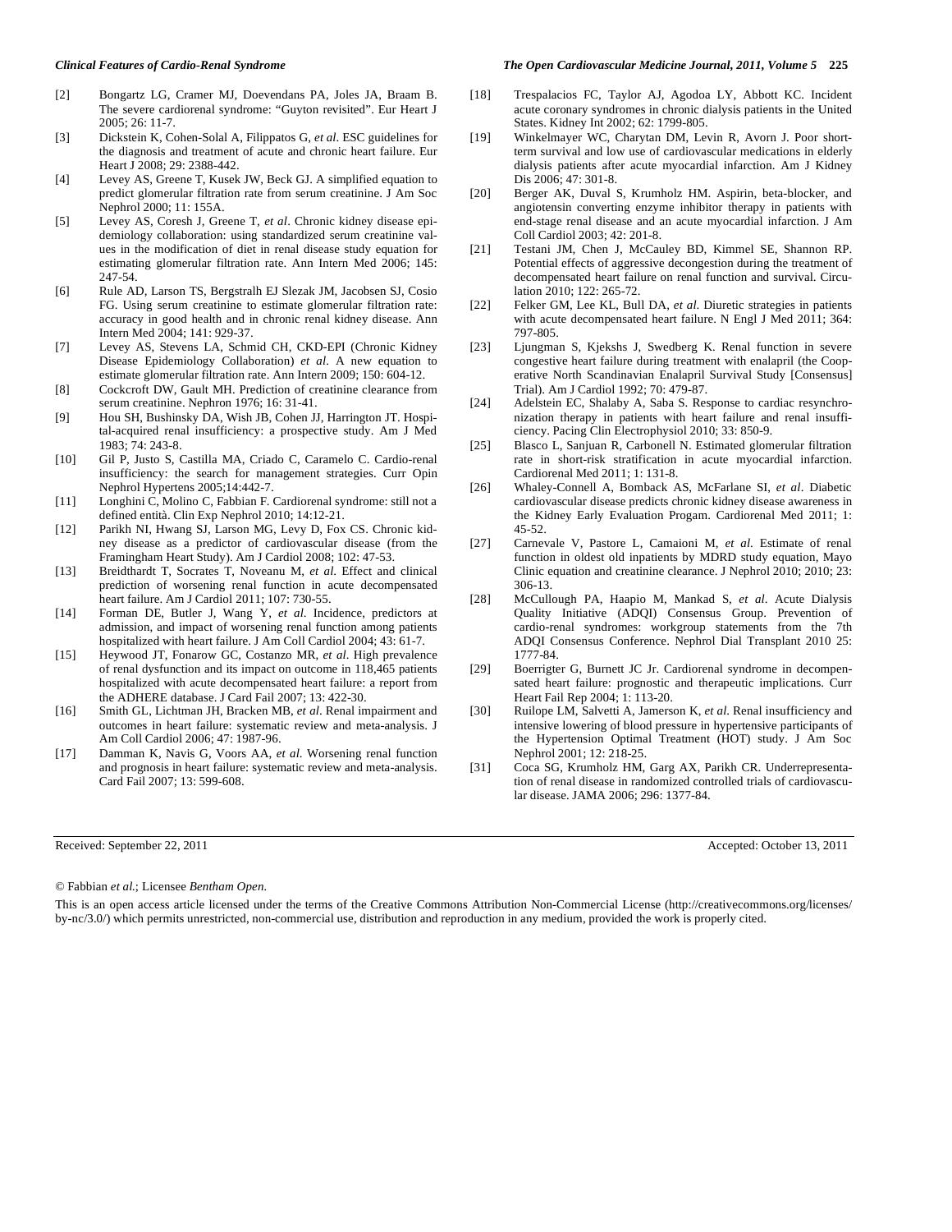[2] Bongartz LG, Cramer MJ, Doevendans PA, Joles JA, Braam B. The severe cardiorenal syndrome: "Guyton revisited". Eur Heart J 2005; 26: 11-7.

[3] Dickstein K, Cohen-Solal A, Filippatos G, *et al*. ESC guidelines for the diagnosis and treatment of acute and chronic heart failure. Eur Heart J 2008; 29: 2388-442.

[4] Levey AS, Greene T, Kusek JW, Beck GJ. A simplified equation to predict glomerular filtration rate from serum creatinine. J Am Soc Nephrol 2000; 11: 155A.

[5] Levey AS, Coresh J, Greene T, *et al*. Chronic kidney disease epidemiology collaboration: using standardized serum creatinine values in the modification of diet in renal disease study equation for estimating glomerular filtration rate. Ann Intern Med 2006; 145: 247-54.

[6] Rule AD, Larson TS, Bergstralh EJ Slezak JM, Jacobsen SJ, Cosio FG. Using serum creatinine to estimate glomerular filtration rate: accuracy in good health and in chronic renal kidney disease. Ann Intern Med 2004; 141: 929-37.

[7] Levey AS, Stevens LA, Schmid CH, CKD-EPI (Chronic Kidney Disease Epidemiology Collaboration) *et al*. A new equation to estimate glomerular filtration rate. Ann Intern 2009; 150: 604-12.

[8] Cockcroft DW, Gault MH. Prediction of creatinine clearance from serum creatinine. Nephron 1976; 16: 31-41.

[9] Hou SH, Bushinsky DA, Wish JB, Cohen JJ, Harrington JT. Hospital-acquired renal insufficiency: a prospective study. Am J Med 1983; 74: 243-8.

[10] Gil P, Justo S, Castilla MA, Criado C, Caramelo C. Cardio-renal insufficiency: the search for management strategies. Curr Opin Nephrol Hypertens 2005;14:442-7.

[11] Longhini C, Molino C, Fabbian F. Cardiorenal syndrome: still not a defined entità. Clin Exp Nephrol 2010; 14:12-21.

[12] Parikh NI, Hwang SJ, Larson MG, Levy D, Fox CS. Chronic kidney disease as a predictor of cardiovascular disease (from the Framingham Heart Study). Am J Cardiol 2008; 102: 47-53.

[13] Breidthardt T, Socrates T, Noveanu M, *et al*. Effect and clinical prediction of worsening renal function in acute decompensated heart failure. Am J Cardiol 2011; 107: 730-55.

[14] Forman DE, Butler J, Wang Y, *et al*. Incidence, predictors at admission, and impact of worsening renal function among patients hospitalized with heart failure. J Am Coll Cardiol 2004; 43: 61-7.

[15] Heywood JT, Fonarow GC, Costanzo MR, *et al*. High prevalence of renal dysfunction and its impact on outcome in 118,465 patients hospitalized with acute decompensated heart failure: a report from the ADHERE database. J Card Fail 2007; 13: 422-30.

[16] Smith GL, Lichtman JH, Bracken MB, *et al*. Renal impairment and outcomes in heart failure: systematic review and meta-analysis. J Am Coll Cardiol 2006; 47: 1987-96.

[17] Damman K, Navis G, Voors AA, *et al*. Worsening renal function and prognosis in heart failure: systematic review and meta-analysis. Card Fail 2007; 13: 599-608.

[18] Trespalacios FC, Taylor AJ, Agodoa LY, Abbott KC. Incident acute coronary syndromes in chronic dialysis patients in the United States. Kidney Int 2002; 62: 1799-805.

[19] Winkelmayer WC, Charytan DM, Levin R, Avorn J. Poor short-term survival and low use of cardiovascular medications in elderly dialysis patients after acute myocardial infarction. Am J Kidney Dis 2006; 47: 301-8.

[20] Berger AK, Duval S, Krumholz HM. Aspirin, beta-blocker, and angiotensin converting enzyme inhibitor therapy in patients with end-stage renal disease and an acute myocardial infarction. J Am Coll Cardiol 2003; 42: 201-8.

[21] Testani JM, Chen J, McCauley BD, Kimmel SE, Shannon RP. Potential effects of aggressive decongestion during the treatment of decompensated heart failure on renal function and survival. Circulation 2010; 122: 265-72.

[22] Felker GM, Lee KL, Bull DA, *et al*. Diuretic strategies in patients with acute decompensated heart failure. N Engl J Med 2011; 364: 797-805.

[23] Ljungman S, Kjekshs J, Swedberg K. Renal function in severe congestive heart failure during treatment with enalapril (the Cooperative North Scandinavian Enalapril Survival Study [Consensus] Trial). Am J Cardiol 1992; 70: 479-87.

[24] Adelstein EC, Shalaby A, Saba S. Response to cardiac resynchronization therapy in patients with heart failure and renal insufficiency. Pacing Clin Electrophysiol 2010; 33: 850-9.

[25] Blasco L, Sanjuan R, Carbonell N. Estimated glomerular filtration rate in short-risk stratification in acute myocardial infarction. Cardiorenal Med 2011; 1: 131-8.

[26] Whaley-Connell A, Bomback AS, McFarlane SI, *et al*. Diabetic cardiovascular disease predicts chronic kidney disease awareness in the Kidney Early Evaluation Progam. Cardiorenal Med 2011; 1: 45-52.

[27] Carnevale V, Pastore L, Camaioni M, *et al*. Estimate of renal function in oldest old inpatients by MDRD study equation, Mayo Clinic equation and creatinine clearance. J Nephrol 2010; 2010; 23: 306-13.

[28] McCullough PA, Haapio M, Mankad S, *et al*. Acute Dialysis Quality Initiative (ADQI) Consensus Group. Prevention of cardio-renal syndromes: workgroup statements from the 7th ADQI Consensus Conference. Nephrol Dial Transplant 2010 25: 1777-84.

[29] Boerrigter G, Burnett JC Jr. Cardiorenal syndrome in decompensated heart failure: prognostic and therapeutic implications. Curr Heart Fail Rep 2004; 1: 113-20.

[30] Ruilope LM, Salvetti A, Jamerson K, *et al*. Renal insufficiency and intensive lowering of blood pressure in hypertensive participants of the Hypertension Optimal Treatment (HOT) study. J Am Soc Nephrol 2001; 12: 218-25.

[31] Coca SG, Krumholz HM, Garg AX, Parikh CR. Underrepresentation of renal disease in randomized controlled trials of cardiovascular disease. JAMA 2006; 296: 1377-84.

Received: September 22, 2011 Accepted: October 13, 2011

© Fabbian *et al*.; Licensee *Bentham Open*.

This is an open access article licensed under the terms of the Creative Commons Attribution Non-Commercial License (http://creativecommons.org/licenses/by-nc/3.0/) which permits unrestricted, non-commercial use, distribution and reproduction in any medium, provided the work is properly cited.